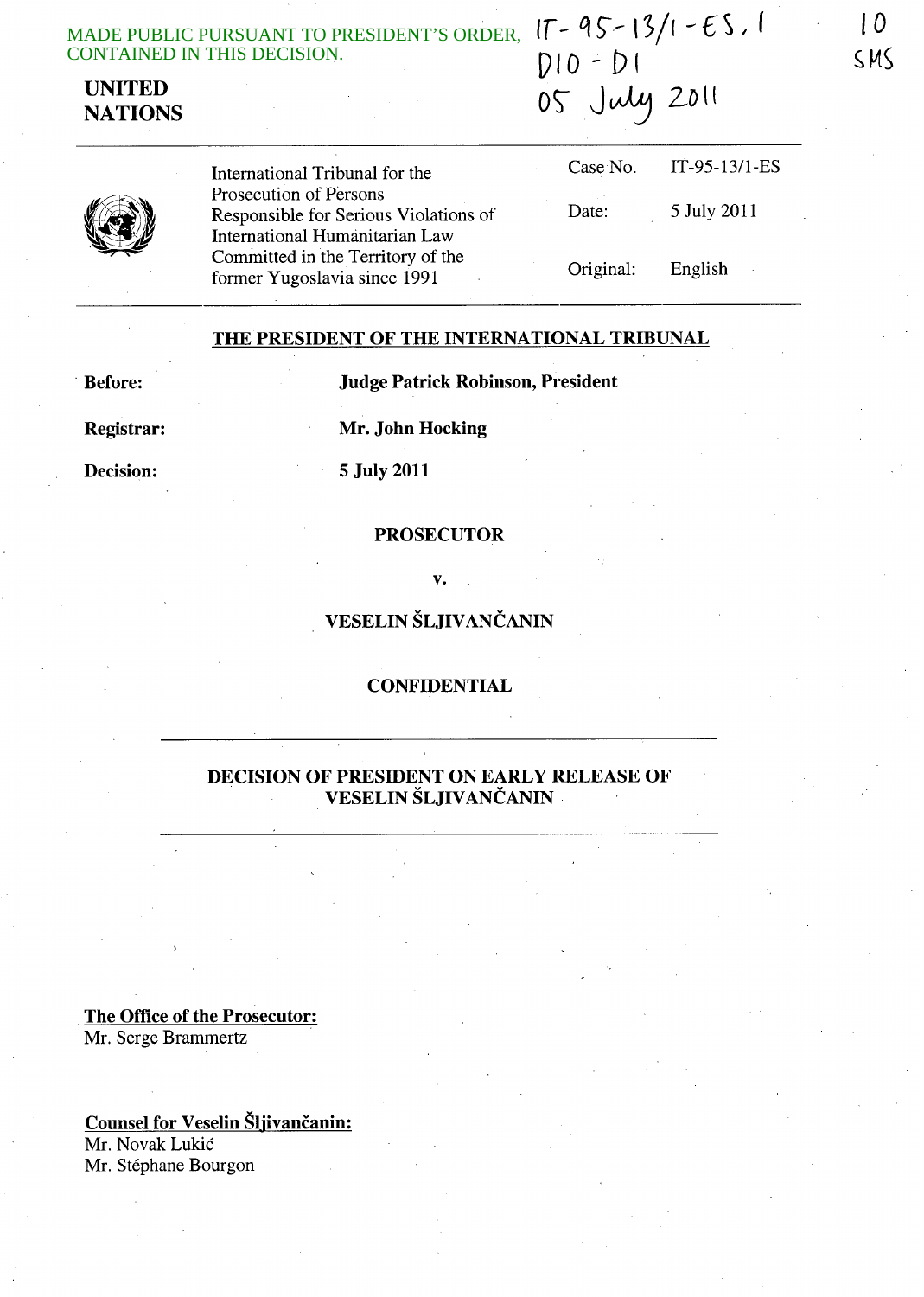MADE PUBLIC PURSUANT TO PRESIDENT'S ORDER, CONTAINED IN THIS DECISION.

IT-95-13/1-ES.1
D10 - D1
05 July 2011

10 SMS

**UNITED NATIONS**

| | |
|---|---|
| International Tribunal for the Prosecution of Persons Responsible for Serious Violations of International Humanitarian Law Committed in the Territory of the former Yugoslavia since 1991 | Case No. IT-95-13/1-ES |
| | Date: 5 July 2011 |
| | Original: English |

## THE PRESIDENT OF THE INTERNATIONAL TRIBUNAL

**Before:** **Judge Patrick Robinson, President**

**Registrar:** **Mr. John Hocking**

**Decision:** **5 July 2011**

**PROSECUTOR**

**v.**

**VESELIN ŠLJIVANČANIN**

**CONFIDENTIAL**

## DECISION OF PRESIDENT ON EARLY RELEASE OF VESELIN ŠLJIVANČANIN

**The Office of the Prosecutor:**
Mr. Serge Brammertz

**Counsel for Veselin Šljivančanin:**
Mr. Novak Lukić
Mr. Stéphane Bourgon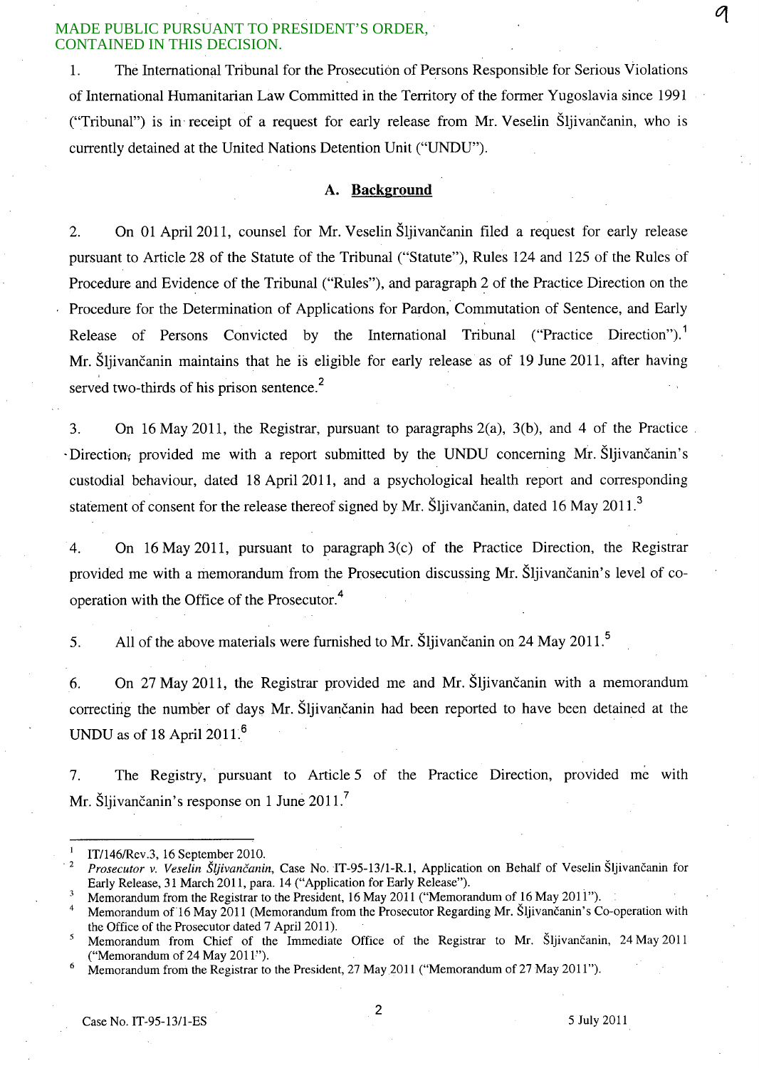MADE PUBLIC PURSUANT TO PRESIDENT'S ORDER, CONTAINED IN THIS DECISION.

1. The International Tribunal for the Prosecution of Persons Responsible for Serious Violations of International Humanitarian Law Committed in the Territory of the former Yugoslavia since 1991 ("Tribunal") is in receipt of a request for early release from Mr. Veselin Šljivančanin, who is currently detained at the United Nations Detention Unit ("UNDU").

### A. Background

2. On 01 April 2011, counsel for Mr. Veselin Šljivančanin filed a request for early release pursuant to Article 28 of the Statute of the Tribunal ("Statute"), Rules 124 and 125 of the Rules of Procedure and Evidence of the Tribunal ("Rules"), and paragraph 2 of the Practice Direction on the Procedure for the Determination of Applications for Pardon, Commutation of Sentence, and Early Release of Persons Convicted by the International Tribunal ("Practice Direction").[1] Mr. Šljivančanin maintains that he is eligible for early release as of 19 June 2011, after having served two-thirds of his prison sentence.[2]

3. On 16 May 2011, the Registrar, pursuant to paragraphs 2(a), 3(b), and 4 of the Practice Direction, provided me with a report submitted by the UNDU concerning Mr. Šljivančanin's custodial behaviour, dated 18 April 2011, and a psychological health report and corresponding statement of consent for the release thereof signed by Mr. Šljivančanin, dated 16 May 2011.[3]

4. On 16 May 2011, pursuant to paragraph 3(c) of the Practice Direction, the Registrar provided me with a memorandum from the Prosecution discussing Mr. Šljivančanin's level of co-operation with the Office of the Prosecutor.[4]

5. All of the above materials were furnished to Mr. Šljivančanin on 24 May 2011.[5]

6. On 27 May 2011, the Registrar provided me and Mr. Šljivančanin with a memorandum correcting the number of days Mr. Šljivančanin had been reported to have been detained at the UNDU as of 18 April 2011.[6]

7. The Registry, pursuant to Article 5 of the Practice Direction, provided me with Mr. Šljivančanin's response on 1 June 2011.[7]

---

[1] IT/146/Rev.3, 16 September 2010.

[2] *Prosecutor v. Veselin Šljivančanin*, Case No. IT-95-13/1-R.1, Application on Behalf of Veselin Šljivančanin for Early Release, 31 March 2011, para. 14 ("Application for Early Release").

[3] Memorandum from the Registrar to the President, 16 May 2011 ("Memorandum of 16 May 2011").

[4] Memorandum of 16 May 2011 (Memorandum from the Prosecutor Regarding Mr. Šljivančanin's Co-operation with the Office of the Prosecutor dated 7 April 2011).

[5] Memorandum from Chief of the Immediate Office of the Registrar to Mr. Šljivančanin, 24 May 2011 ("Memorandum of 24 May 2011").

[6] Memorandum from the Registrar to the President, 27 May 2011 ("Memorandum of 27 May 2011").

Case No. IT-95-13/1-ES

5 July 2011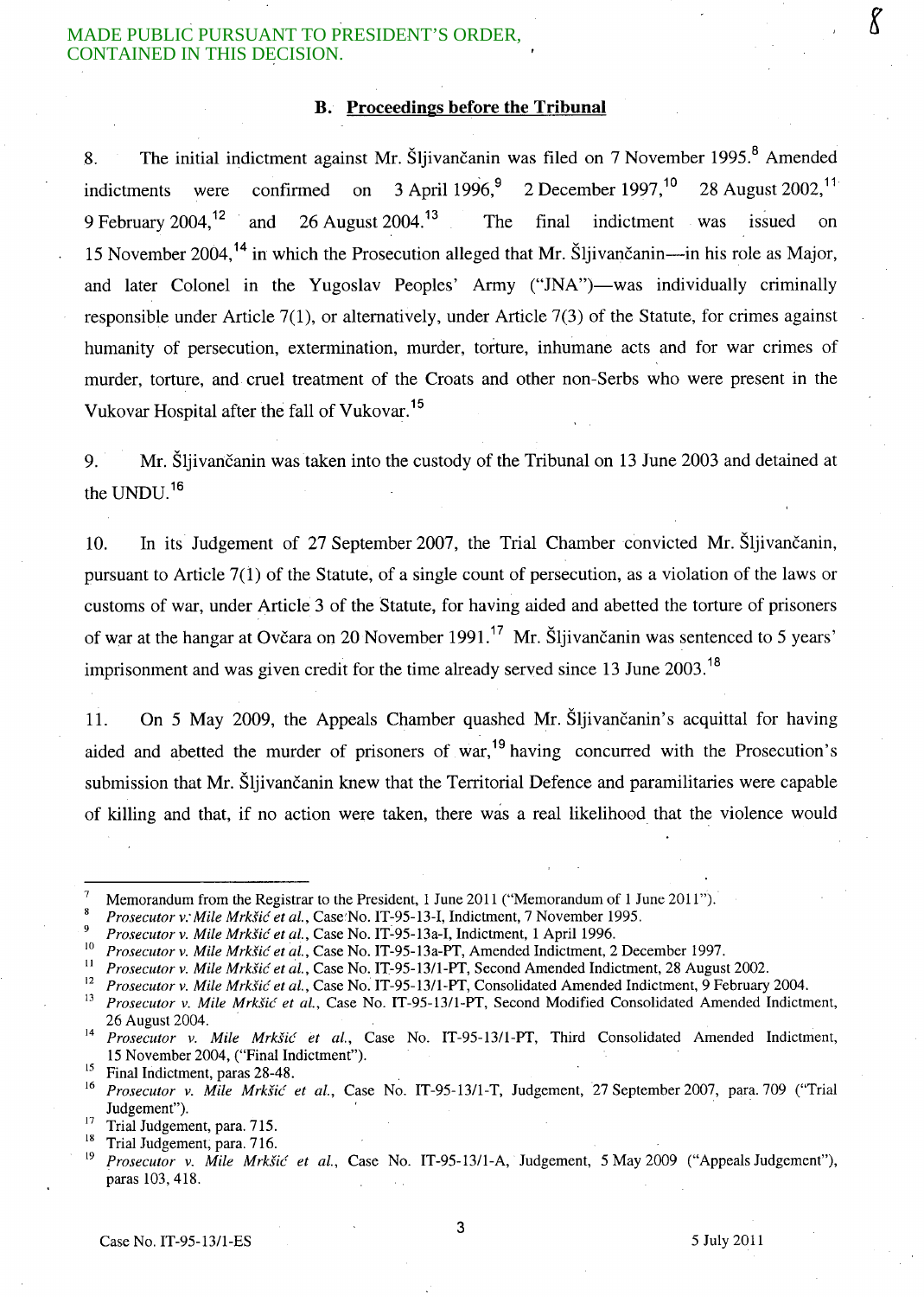MADE PUBLIC PURSUANT TO PRESIDENT'S ORDER, CONTAINED IN THIS DECISION.

## B. Proceedings before the Tribunal

8. The initial indictment against Mr. Šljivančanin was filed on 7 November 1995.[8] Amended indictments were confirmed on 3 April 1996,[9] 2 December 1997,[10] 28 August 2002,[11] 9 February 2004,[12] and 26 August 2004.[13] The final indictment was issued on 15 November 2004,[14] in which the Prosecution alleged that Mr. Šljivančanin—in his role as Major, and later Colonel in the Yugoslav Peoples' Army ("JNA")—was individually criminally responsible under Article 7(1), or alternatively, under Article 7(3) of the Statute, for crimes against humanity of persecution, extermination, murder, torture, inhumane acts and for war crimes of murder, torture, and cruel treatment of the Croats and other non-Serbs who were present in the Vukovar Hospital after the fall of Vukovar.[15]

9. Mr. Šljivančanin was taken into the custody of the Tribunal on 13 June 2003 and detained at the UNDU.[16]

10. In its Judgement of 27 September 2007, the Trial Chamber convicted Mr. Šljivančanin, pursuant to Article 7(1) of the Statute, of a single count of persecution, as a violation of the laws or customs of war, under Article 3 of the Statute, for having aided and abetted the torture of prisoners of war at the hangar at Ovčara on 20 November 1991.[17] Mr. Šljivančanin was sentenced to 5 years' imprisonment and was given credit for the time already served since 13 June 2003.[18]

11. On 5 May 2009, the Appeals Chamber quashed Mr. Šljivančanin's acquittal for having aided and abetted the murder of prisoners of war,[19] having concurred with the Prosecution's submission that Mr. Šljivančanin knew that the Territorial Defence and paramilitaries were capable of killing and that, if no action were taken, there was a real likelihood that the violence would

---

[7] Memorandum from the Registrar to the President, 1 June 2011 ("Memorandum of 1 June 2011").

[8] *Prosecutor v. Mile Mrkšić et al.*, Case No. IT-95-13-I, Indictment, 7 November 1995.

[9] *Prosecutor v. Mile Mrkšić et al.*, Case No. IT-95-13a-I, Indictment, 1 April 1996.

[10] *Prosecutor v. Mile Mrkšić et al.*, Case No. IT-95-13a-PT, Amended Indictment, 2 December 1997.

[11] *Prosecutor v. Mile Mrkšić et al.*, Case No. IT-95-13/1-PT, Second Amended Indictment, 28 August 2002.

[12] *Prosecutor v. Mile Mrkšić et al.*, Case No. IT-95-13/1-PT, Consolidated Amended Indictment, 9 February 2004.

[13] *Prosecutor v. Mile Mrkšić et al.*, Case No. IT-95-13/1-PT, Second Modified Consolidated Amended Indictment, 26 August 2004.

[14] *Prosecutor v. Mile Mrkšić et al.*, Case No. IT-95-13/1-PT, Third Consolidated Amended Indictment, 15 November 2004, ("Final Indictment").

[15] Final Indictment, paras 28-48.

[16] *Prosecutor v. Mile Mrkšić et al.*, Case No. IT-95-13/1-T, Judgement, 27 September 2007, para. 709 ("Trial Judgement").

[17] Trial Judgement, para. 715.

[18] Trial Judgement, para. 716.

[19] *Prosecutor v. Mile Mrkšić et al.*, Case No. IT-95-13/1-A, Judgement, 5 May 2009 ("Appeals Judgement"), paras 103, 418.

Case No. IT-95-13/1-ES 5 July 2011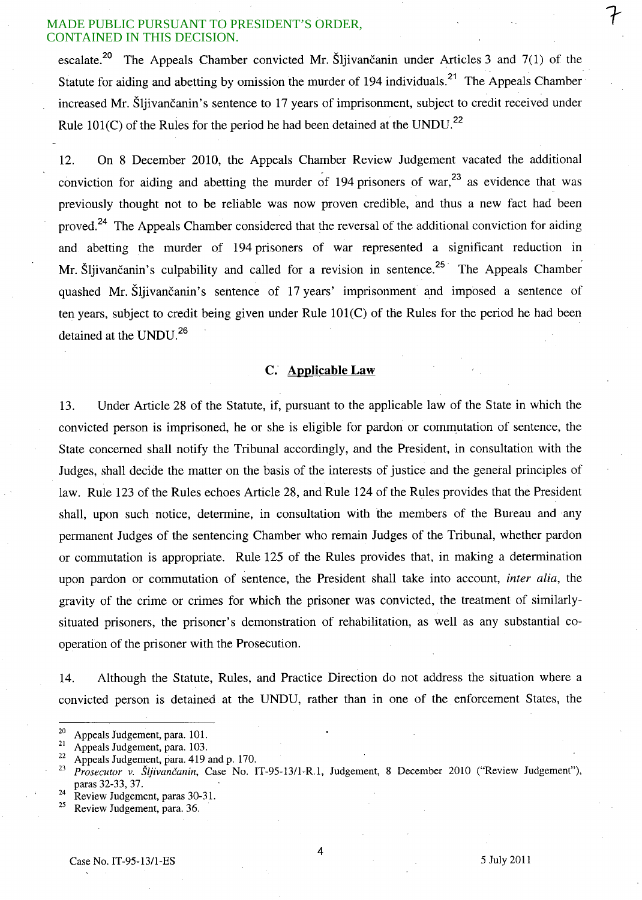escalate.[20] The Appeals Chamber convicted Mr. Šljivančanin under Articles 3 and 7(1) of the Statute for aiding and abetting by omission the murder of 194 individuals.[21] The Appeals Chamber increased Mr. Šljivančanin's sentence to 17 years of imprisonment, subject to credit received under Rule 101(C) of the Rules for the period he had been detained at the UNDU.[22]

12. On 8 December 2010, the Appeals Chamber Review Judgement vacated the additional conviction for aiding and abetting the murder of 194 prisoners of war,[23] as evidence that was previously thought not to be reliable was now proven credible, and thus a new fact had been proved.[24] The Appeals Chamber considered that the reversal of the additional conviction for aiding and abetting the murder of 194 prisoners of war represented a significant reduction in Mr. Šljivančanin's culpability and called for a revision in sentence.[25] The Appeals Chamber quashed Mr. Šljivančanin's sentence of 17 years' imprisonment and imposed a sentence of ten years, subject to credit being given under Rule 101(C) of the Rules for the period he had been detained at the UNDU.[26]

### C. Applicable Law

13. Under Article 28 of the Statute, if, pursuant to the applicable law of the State in which the convicted person is imprisoned, he or she is eligible for pardon or commutation of sentence, the State concerned shall notify the Tribunal accordingly, and the President, in consultation with the Judges, shall decide the matter on the basis of the interests of justice and the general principles of law. Rule 123 of the Rules echoes Article 28, and Rule 124 of the Rules provides that the President shall, upon such notice, determine, in consultation with the members of the Bureau and any permanent Judges of the sentencing Chamber who remain Judges of the Tribunal, whether pardon or commutation is appropriate. Rule 125 of the Rules provides that, in making a determination upon pardon or commutation of sentence, the President shall take into account, *inter alia*, the gravity of the crime or crimes for which the prisoner was convicted, the treatment of similarly-situated prisoners, the prisoner's demonstration of rehabilitation, as well as any substantial co-operation of the prisoner with the Prosecution.

14. Although the Statute, Rules, and Practice Direction do not address the situation where a convicted person is detained at the UNDU, rather than in one of the enforcement States, the

---

[20] Appeals Judgement, para. 101.

[21] Appeals Judgement, para. 103.

[22] Appeals Judgement, para. 419 and p. 170.

[23] *Prosecutor v. Šljivančanin*, Case No. IT-95-13/1-R.1, Judgement, 8 December 2010 ("Review Judgement"), paras 32-33, 37.

[24] Review Judgement, paras 30-31.

[25] Review Judgement, para. 36.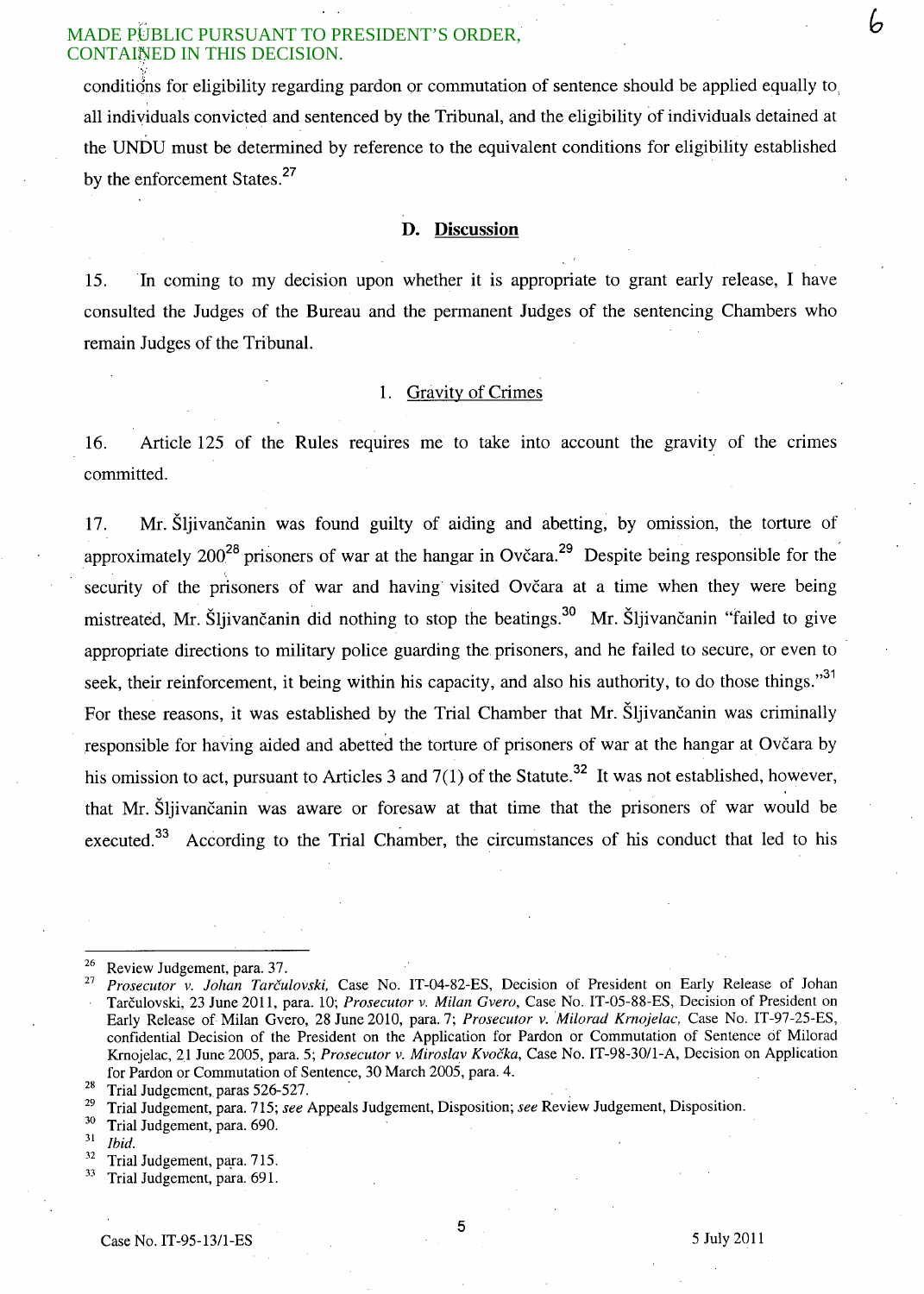conditions for eligibility regarding pardon or commutation of sentence should be applied equally to all individuals convicted and sentenced by the Tribunal, and the eligibility of individuals detained at the UNDU must be determined by reference to the equivalent conditions for eligibility established by the enforcement States.[27]

## D. Discussion

15. In coming to my decision upon whether it is appropriate to grant early release, I have consulted the Judges of the Bureau and the permanent Judges of the sentencing Chambers who remain Judges of the Tribunal.

### 1. Gravity of Crimes

16. Article 125 of the Rules requires me to take into account the gravity of the crimes committed.

17. Mr. Šljivančanin was found guilty of aiding and abetting, by omission, the torture of approximately 200[28] prisoners of war at the hangar in Ovčara.[29] Despite being responsible for the security of the prisoners of war and having visited Ovčara at a time when they were being mistreated, Mr. Šljivančanin did nothing to stop the beatings.[30] Mr. Šljivančanin "failed to give appropriate directions to military police guarding the prisoners, and he failed to secure, or even to seek, their reinforcement, it being within his capacity, and also his authority, to do those things."[31] For these reasons, it was established by the Trial Chamber that Mr. Šljivančanin was criminally responsible for having aided and abetted the torture of prisoners of war at the hangar at Ovčara by his omission to act, pursuant to Articles 3 and 7(1) of the Statute.[32] It was not established, however, that Mr. Šljivančanin was aware or foresaw at that time that the prisoners of war would be executed.[33] According to the Trial Chamber, the circumstances of his conduct that led to his

---

[26] Review Judgement, para. 37.

[27] *Prosecutor v. Johan Tarčulovski,* Case No. IT-04-82-ES, Decision of President on Early Release of Johan Tarčulovski, 23 June 2011, para. 10; *Prosecutor v. Milan Gvero*, Case No. IT-05-88-ES, Decision of President on Early Release of Milan Gvero, 28 June 2010, para. 7; *Prosecutor v. Milorad Krnojelac,* Case No. IT-97-25-ES, confidential Decision of the President on the Application for Pardon or Commutation of Sentence of Milorad Krnojelac, 21 June 2005, para. 5; *Prosecutor v. Miroslav Kvočka*, Case No. IT-98-30/1-A, Decision on Application for Pardon or Commutation of Sentence, 30 March 2005, para. 4.

[28] Trial Judgement, paras 526-527.

[29] Trial Judgement, para. 715; *see* Appeals Judgement, Disposition; *see* Review Judgement, Disposition.

[30] Trial Judgement, para. 690.

[31] *Ibid.*

[32] Trial Judgement, para. 715.

[33] Trial Judgement, para. 691.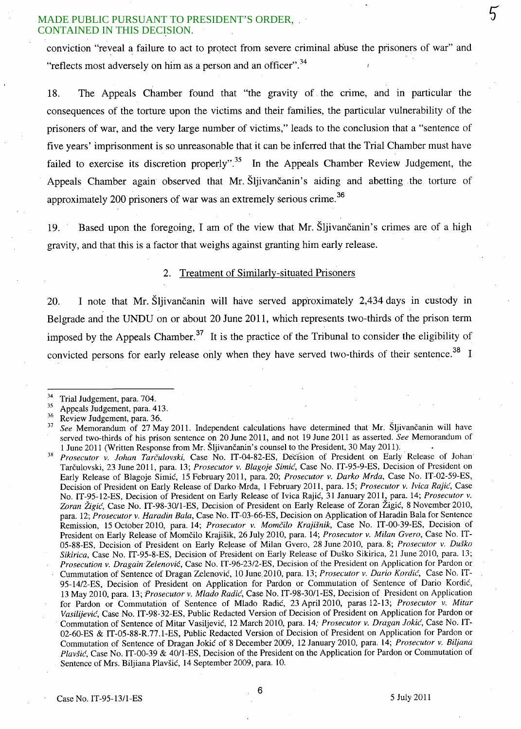conviction "reveal a failure to act to protect from severe criminal abuse the prisoners of war" and "reflects most adversely on him as a person and an officer".[34]

18. The Appeals Chamber found that "the gravity of the crime, and in particular the consequences of the torture upon the victims and their families, the particular vulnerability of the prisoners of war, and the very large number of victims," leads to the conclusion that a "sentence of five years' imprisonment is so unreasonable that it can be inferred that the Trial Chamber must have failed to exercise its discretion properly".[35] In the Appeals Chamber Review Judgement, the Appeals Chamber again observed that Mr. Šljivančanin's aiding and abetting the torture of approximately 200 prisoners of war was an extremely serious crime.[36]

19. Based upon the foregoing, I am of the view that Mr. Šljivančanin's crimes are of a high gravity, and that this is a factor that weighs against granting him early release.

### 2. Treatment of Similarly-situated Prisoners

20. I note that Mr. Šljivančanin will have served approximately 2,434 days in custody in Belgrade and the UNDU on or about 20 June 2011, which represents two-thirds of the prison term imposed by the Appeals Chamber.[37] It is the practice of the Tribunal to consider the eligibility of convicted persons for early release only when they have served two-thirds of their sentence.[38] I

---

[34] Trial Judgement, para. 704.

[35] Appeals Judgement, para. 413.

[36] Review Judgement, para. 36.

[37] *See* Memorandum of 27 May 2011. Independent calculations have determined that Mr. Šljivančanin will have served two-thirds of his prison sentence on 20 June 2011, and not 19 June 2011 as asserted. *See* Memorandum of 1 June 2011 (Written Response from Mr. Šljivančanin's counsel to the President, 30 May 2011).

[38] *Prosecutor v. Johan Tarčulovski*, Case No. IT-04-82-ES, Decision of President on Early Release of Johan Tarčulovski, 23 June 2011, para. 13; *Prosecutor v. Blagoje Simić*, Case No. IT-95-9-ES, Decision of President on Early Release of Blagoje Simić, 15 February 2011, para. 20; *Prosecutor v. Darko Mrda*, Case No. IT-02-59-ES, Decision of President on Early Release of Darko Mrda, 1 February 2011, para. 15; *Prosecutor v. Ivica Rajić*, Case No. IT-95-12-ES, Decision of President on Early Release of Ivica Rajić, 31 January 2011, para. 14; *Prosecutor v. Zoran Žigić*, Case No. IT-98-30/1-ES, Decision of President on Early Release of Zoran Žigić, 8 November 2010, para. 12; *Prosecutor v. Haradin Bala*, Case No. IT-03-66-ES, Decision on Application of Haradin Bala for Sentence Remission, 15 October 2010, para. 14; *Prosecutor v. Momčilo Krajišnik*, Case No. IT-00-39-ES, Decision of President on Early Release of Momčilo Krajišnik, 26 July 2010, para. 14; *Prosecutor v. Milan Gvero*, Case No. IT-05-88-ES, Decision of President on Early Release of Milan Gvero, 28 June 2010, para. 8; *Prosecutor v. Duško Sikirica*, Case No. IT-95-8-ES, Decision of President on Early Release of Duško Sikirica, 21 June 2010, para. 13; *Prosecution v. Dragain Zelenović*, Case No. IT-96-23/2-ES, Decision of the President on Application for Pardon or Cummutation of Sentence of Dragan Zelenović, 10 June 2010, para. 13; *Prosecutor v. Dario Kordić*, Case No. IT-95-14/2-ES, Decision of President on Application for Pardon or Commutation of Sentence of Dario Kordić, 13 May 2010, para. 13; *Prosecutor v. Mlado Radić*, Case No. IT-98-30/1-ES, Decision of President on Application for Pardon or Commutation of Sentence of Mlado Radić, 23 April 2010, paras 12-13; *Prosecutor v. Mitar Vasilijević*, Case No. IT-98-32-ES, Public Redacted Version of Decision of President on Application for Pardon or Commutation of Sentence of Mitar Vasiljević, 12 March 2010, para. 14; *Prosecutor v. Dragan Jokić*, Case No. IT-02-60-ES & IT-05-88-R.77.1-ES, Public Redacted Version of Decision of President on Application for Pardon or Commutation of Sentence of Dragan Jokić of 8 December 2009, 12 January 2010, para. 14; *Prosecutor v. Biljana Plavšić*, Case No. IT-00-39 & 40/1-ES, Decision of the President on the Application for Pardon or Commutation of Sentence of Mrs. Biljiana Plavšić, 14 September 2009, para. 10.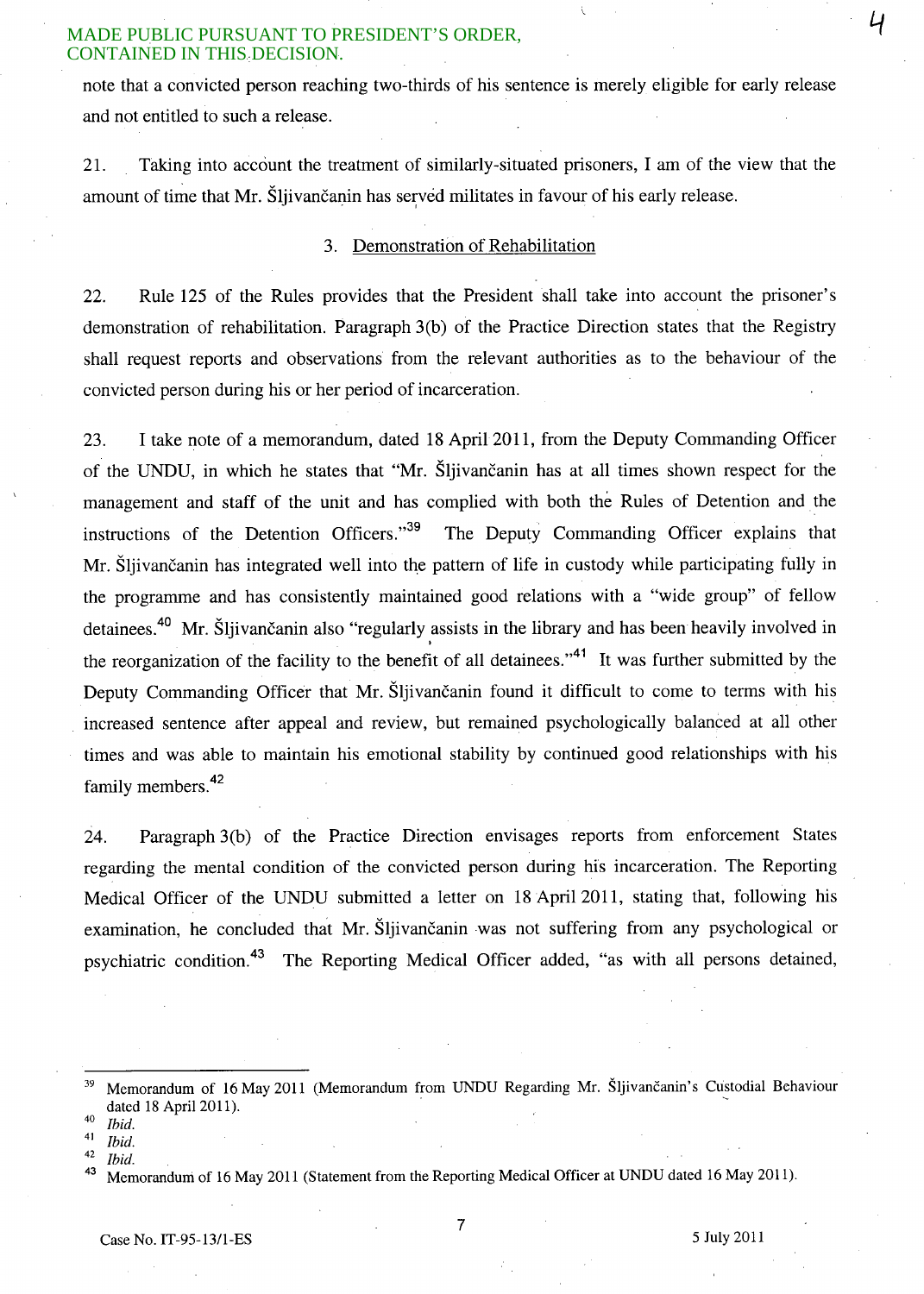note that a convicted person reaching two-thirds of his sentence is merely eligible for early release and not entitled to such a release.

21. Taking into account the treatment of similarly-situated prisoners, I am of the view that the amount of time that Mr. Šljivančanin has served militates in favour of his early release.

### 3. Demonstration of Rehabilitation

22. Rule 125 of the Rules provides that the President shall take into account the prisoner's demonstration of rehabilitation. Paragraph 3(b) of the Practice Direction states that the Registry shall request reports and observations from the relevant authorities as to the behaviour of the convicted person during his or her period of incarceration.

23. I take note of a memorandum, dated 18 April 2011, from the Deputy Commanding Officer of the UNDU, in which he states that "Mr. Šljivančanin has at all times shown respect for the management and staff of the unit and has complied with both the Rules of Detention and the instructions of the Detention Officers."[39] The Deputy Commanding Officer explains that Mr. Šljivančanin has integrated well into the pattern of life in custody while participating fully in the programme and has consistently maintained good relations with a "wide group" of fellow detainees.[40] Mr. Šljivančanin also "regularly assists in the library and has been heavily involved in the reorganization of the facility to the benefit of all detainees."[41] It was further submitted by the Deputy Commanding Officer that Mr. Šljivančanin found it difficult to come to terms with his increased sentence after appeal and review, but remained psychologically balanced at all other times and was able to maintain his emotional stability by continued good relationships with his family members.[42]

24. Paragraph 3(b) of the Practice Direction envisages reports from enforcement States regarding the mental condition of the convicted person during his incarceration. The Reporting Medical Officer of the UNDU submitted a letter on 18 April 2011, stating that, following his examination, he concluded that Mr. Šljivančanin was not suffering from any psychological or psychiatric condition.[43] The Reporting Medical Officer added, "as with all persons detained,

---

[39] Memorandum of 16 May 2011 (Memorandum from UNDU Regarding Mr. Šljivančanin's Custodial Behaviour dated 18 April 2011).

[40] *Ibid.*

[41] *Ibid.*

[42] *Ibid.*

[43] Memorandum of 16 May 2011 (Statement from the Reporting Medical Officer at UNDU dated 16 May 2011).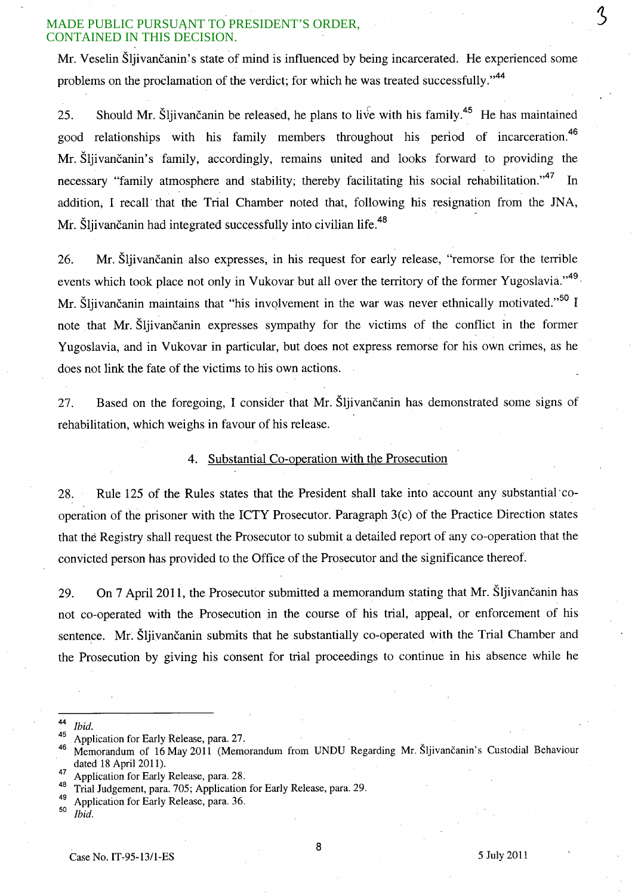MADE PUBLIC PURSUANT TO PRESIDENT'S ORDER, CONTAINED IN THIS DECISION.

Mr. Veselin Šljivančanin's state of mind is influenced by being incarcerated. He experienced some problems on the proclamation of the verdict; for which he was treated successfully."[44]

25. Should Mr. Šljivančanin be released, he plans to live with his family.[45] He has maintained good relationships with his family members throughout his period of incarceration.[46] Mr. Šljivančanin's family, accordingly, remains united and looks forward to providing the necessary "family atmosphere and stability; thereby facilitating his social rehabilitation."[47] In addition, I recall that the Trial Chamber noted that, following his resignation from the JNA, Mr. Šljivančanin had integrated successfully into civilian life.[48]

26. Mr. Šljivančanin also expresses, in his request for early release, "remorse for the terrible events which took place not only in Vukovar but all over the territory of the former Yugoslavia."[49] Mr. Šljivančanin maintains that "his involvement in the war was never ethnically motivated."[50] I note that Mr. Šljivančanin expresses sympathy for the victims of the conflict in the former Yugoslavia, and in Vukovar in particular, but does not express remorse for his own crimes, as he does not link the fate of the victims to his own actions.

27. Based on the foregoing, I consider that Mr. Šljivančanin has demonstrated some signs of rehabilitation, which weighs in favour of his release.

### 4. Substantial Co-operation with the Prosecution

28. Rule 125 of the Rules states that the President shall take into account any substantial co-operation of the prisoner with the ICTY Prosecutor. Paragraph 3(c) of the Practice Direction states that the Registry shall request the Prosecutor to submit a detailed report of any co-operation that the convicted person has provided to the Office of the Prosecutor and the significance thereof.

29. On 7 April 2011, the Prosecutor submitted a memorandum stating that Mr. Šljivančanin has not co-operated with the Prosecution in the course of his trial, appeal, or enforcement of his sentence. Mr. Šljivančanin submits that he substantially co-operated with the Trial Chamber and the Prosecution by giving his consent for trial proceedings to continue in his absence while he

---

[44] *Ibid.*

[45] Application for Early Release, para. 27.

[46] Memorandum of 16 May 2011 (Memorandum from UNDU Regarding Mr. Šljivančanin's Custodial Behaviour dated 18 April 2011).

[47] Application for Early Release, para. 28.

[48] Trial Judgement, para. 705; Application for Early Release, para. 29.

[49] Application for Early Release, para. 36.

[50] *Ibid.*

Case No. IT-95-13/1-ES 5 July 2011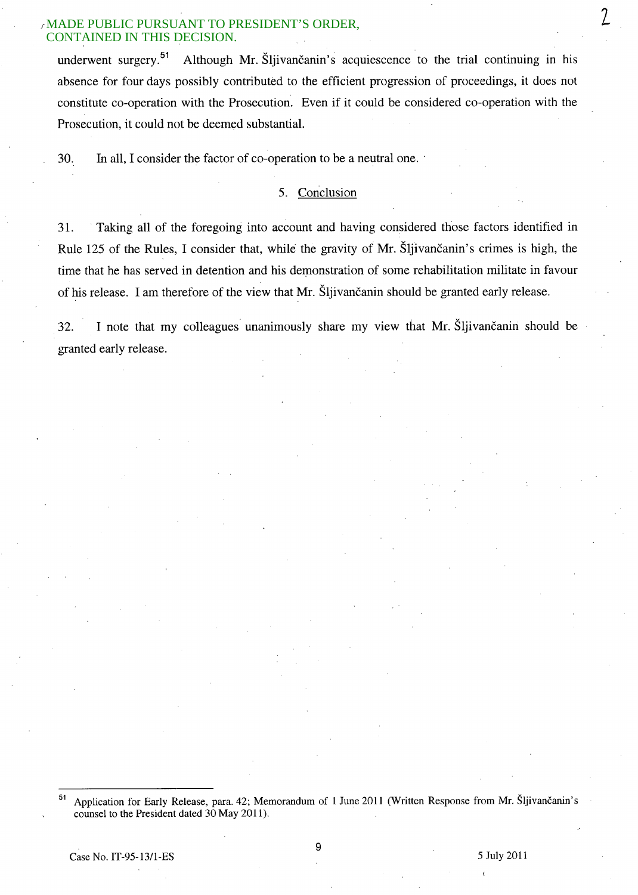underwent surgery.[51] Although Mr. Šljivančanin's acquiescence to the trial continuing in his absence for four days possibly contributed to the efficient progression of proceedings, it does not constitute co-operation with the Prosecution. Even if it could be considered co-operation with the Prosecution, it could not be deemed substantial.

30. In all, I consider the factor of co-operation to be a neutral one.

### 5. Conclusion

31. Taking all of the foregoing into account and having considered those factors identified in Rule 125 of the Rules, I consider that, while the gravity of Mr. Šljivančanin's crimes is high, the time that he has served in detention and his demonstration of some rehabilitation militate in favour of his release. I am therefore of the view that Mr. Šljivančanin should be granted early release.

32. I note that my colleagues unanimously share my view that Mr. Šljivančanin should be granted early release.

---

[51] Application for Early Release, para. 42; Memorandum of 1 June 2011 (Written Response from Mr. Šljivančanin's counsel to the President dated 30 May 2011).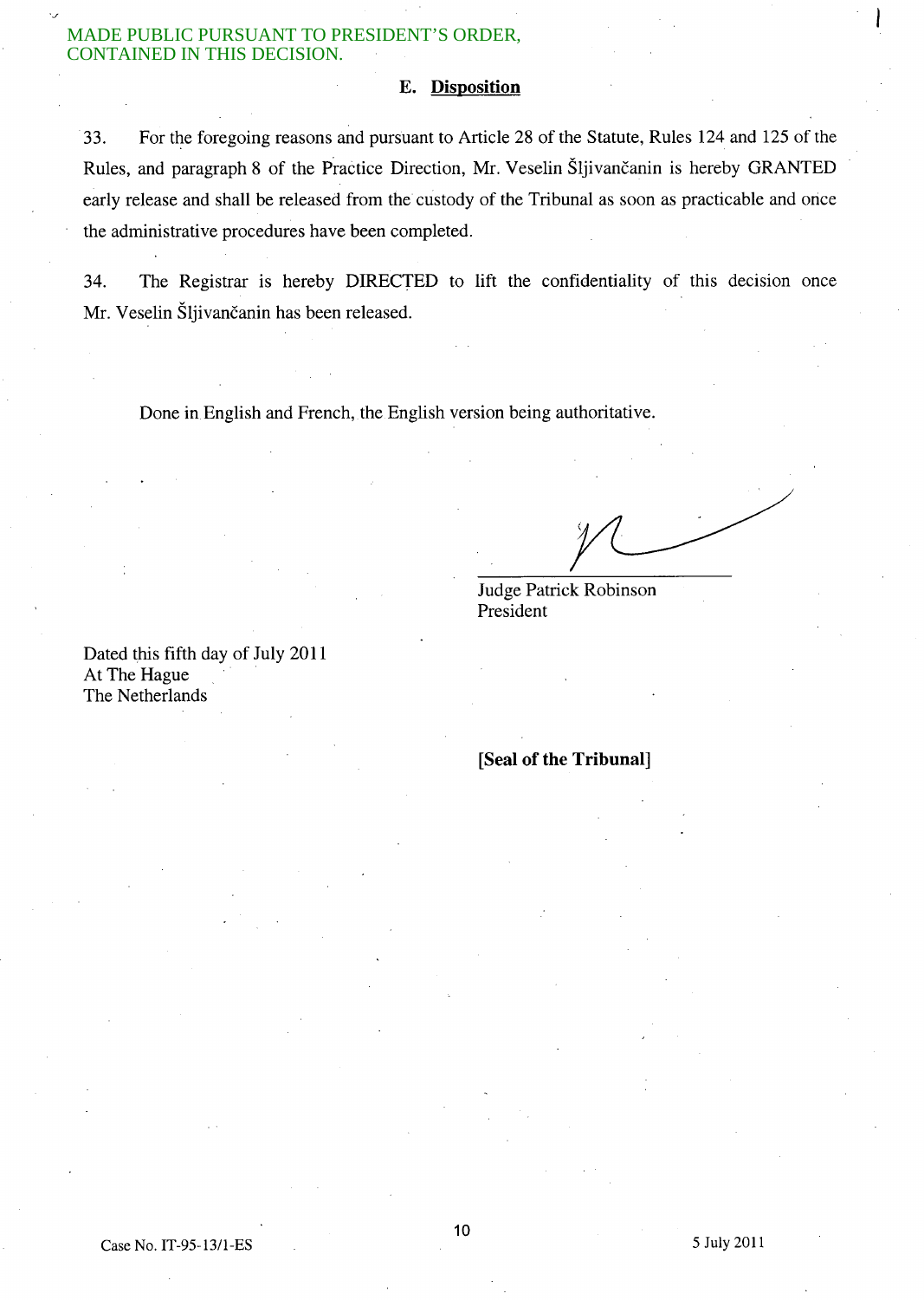MADE PUBLIC PURSUANT TO PRESIDENT'S ORDER, CONTAINED IN THIS DECISION.

### E. Disposition

33. For the foregoing reasons and pursuant to Article 28 of the Statute, Rules 124 and 125 of the Rules, and paragraph 8 of the Practice Direction, Mr. Veselin Šljivančanin is hereby GRANTED early release and shall be released from the custody of the Tribunal as soon as practicable and once the administrative procedures have been completed.

34. The Registrar is hereby DIRECTED to lift the confidentiality of this decision once Mr. Veselin Šljivančanin has been released.

Done in English and French, the English version being authoritative.

Judge Patrick Robinson
President

Dated this fifth day of July 2011
At The Hague
The Netherlands

**[Seal of the Tribunal]**

Case No. IT-95-13/1-ES 5 July 2011